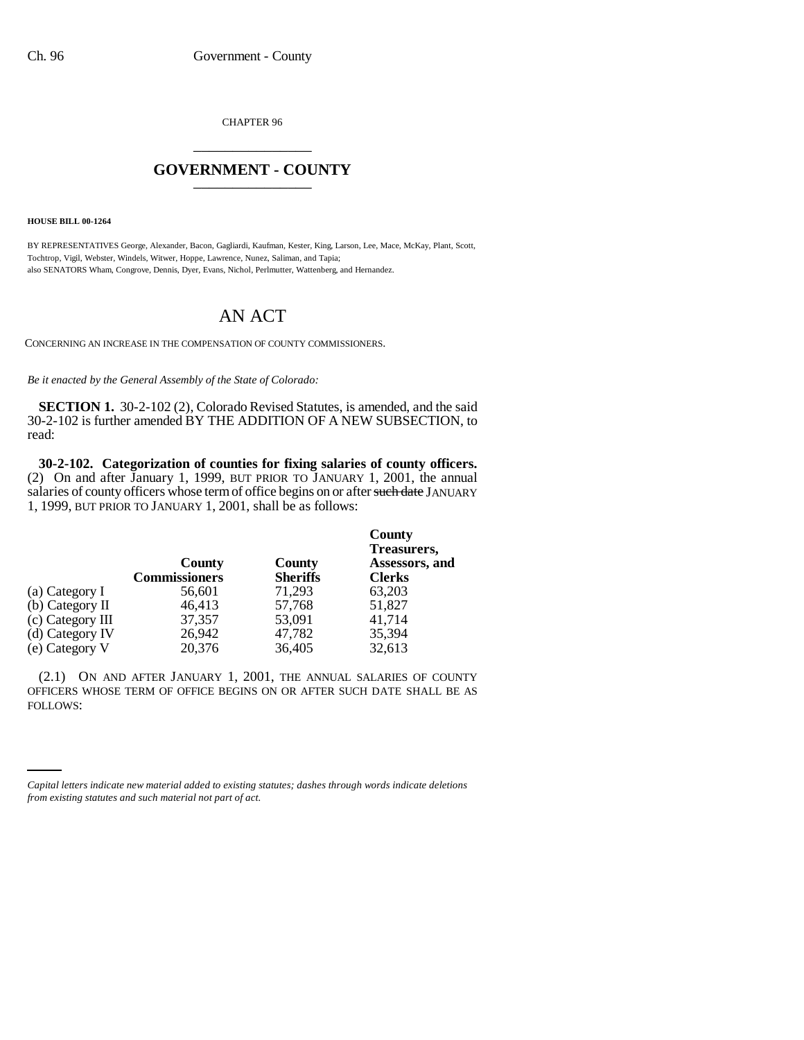CHAPTER 96

# GOVERNMENT - COUNTY

**HOUSE BILL 00-1264**

BY REPRESENTATIVES George, Alexander, Bacon, Gagliardi, Kaufman, Kester, King, Larson, Lee, Mace, McKay, Plant, Scott, Tochtrop, Vigil, Webster, Windels, Witwer, Hoppe, Lawrence, Nunez, Saliman, and Tapia;
also SENATORS Wham, Congrove, Dennis, Dyer, Evans, Nichol, Perlmutter, Wattenberg, and Hernandez.

# AN ACT

CONCERNING AN INCREASE IN THE COMPENSATION OF COUNTY COMMISSIONERS.

*Be it enacted by the General Assembly of the State of Colorado:*

**SECTION 1.** 30-2-102 (2), Colorado Revised Statutes, is amended, and the said 30-2-102 is further amended BY THE ADDITION OF A NEW SUBSECTION, to read:

**30-2-102. Categorization of counties for fixing salaries of county officers.** (2) On and after January 1, 1999, BUT PRIOR TO JANUARY 1, 2001, the annual salaries of county officers whose term of office begins on or after ~~such date~~ JANUARY 1, 1999, BUT PRIOR TO JANUARY 1, 2001, shall be as follows:

| | County Commissioners | County Sheriffs | County Treasurers, Assessors, and Clerks |
|---|---|---|---|
| (a) Category I | 56,601 | 71,293 | 63,203 |
| (b) Category II | 46,413 | 57,768 | 51,827 |
| (c) Category III | 37,357 | 53,091 | 41,714 |
| (d) Category IV | 26,942 | 47,782 | 35,394 |
| (e) Category V | 20,376 | 36,405 | 32,613 |

(2.1) ON AND AFTER JANUARY 1, 2001, THE ANNUAL SALARIES OF COUNTY OFFICERS WHOSE TERM OF OFFICE BEGINS ON OR AFTER SUCH DATE SHALL BE AS FOLLOWS:

*Capital letters indicate new material added to existing statutes; dashes through words indicate deletions from existing statutes and such material not part of act.*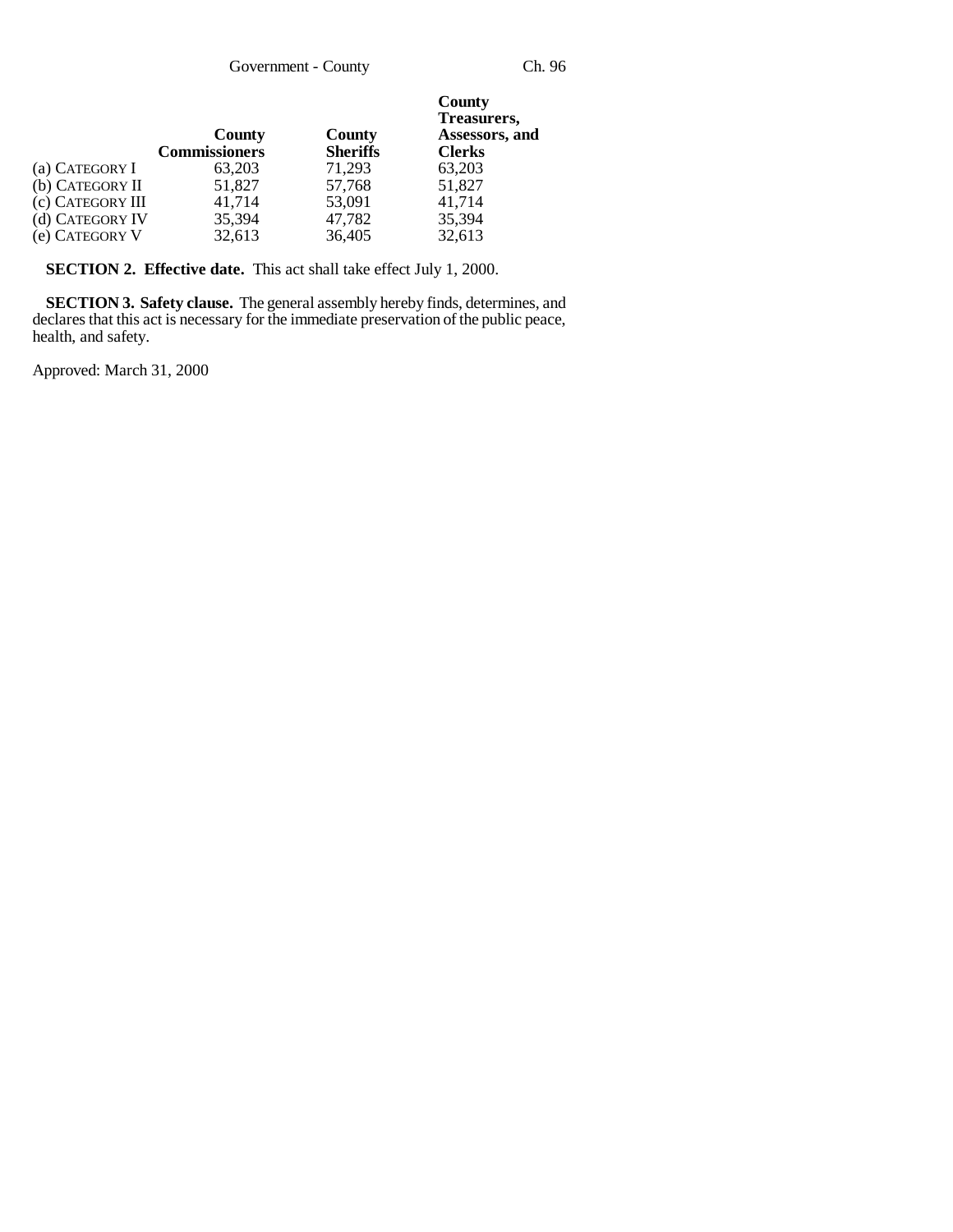| | County Commissioners | County Sheriffs | County Treasurers, Assessors, and Clerks |
|---|---|---|---|
| (a) CATEGORY I | 63,203 | 71,293 | 63,203 |
| (b) CATEGORY II | 51,827 | 57,768 | 51,827 |
| (c) CATEGORY III | 41,714 | 53,091 | 41,714 |
| (d) CATEGORY IV | 35,394 | 47,782 | 35,394 |
| (e) CATEGORY V | 32,613 | 36,405 | 32,613 |

**SECTION 2. Effective date.** This act shall take effect July 1, 2000.

**SECTION 3. Safety clause.** The general assembly hereby finds, determines, and declares that this act is necessary for the immediate preservation of the public peace, health, and safety.

Approved: March 31, 2000